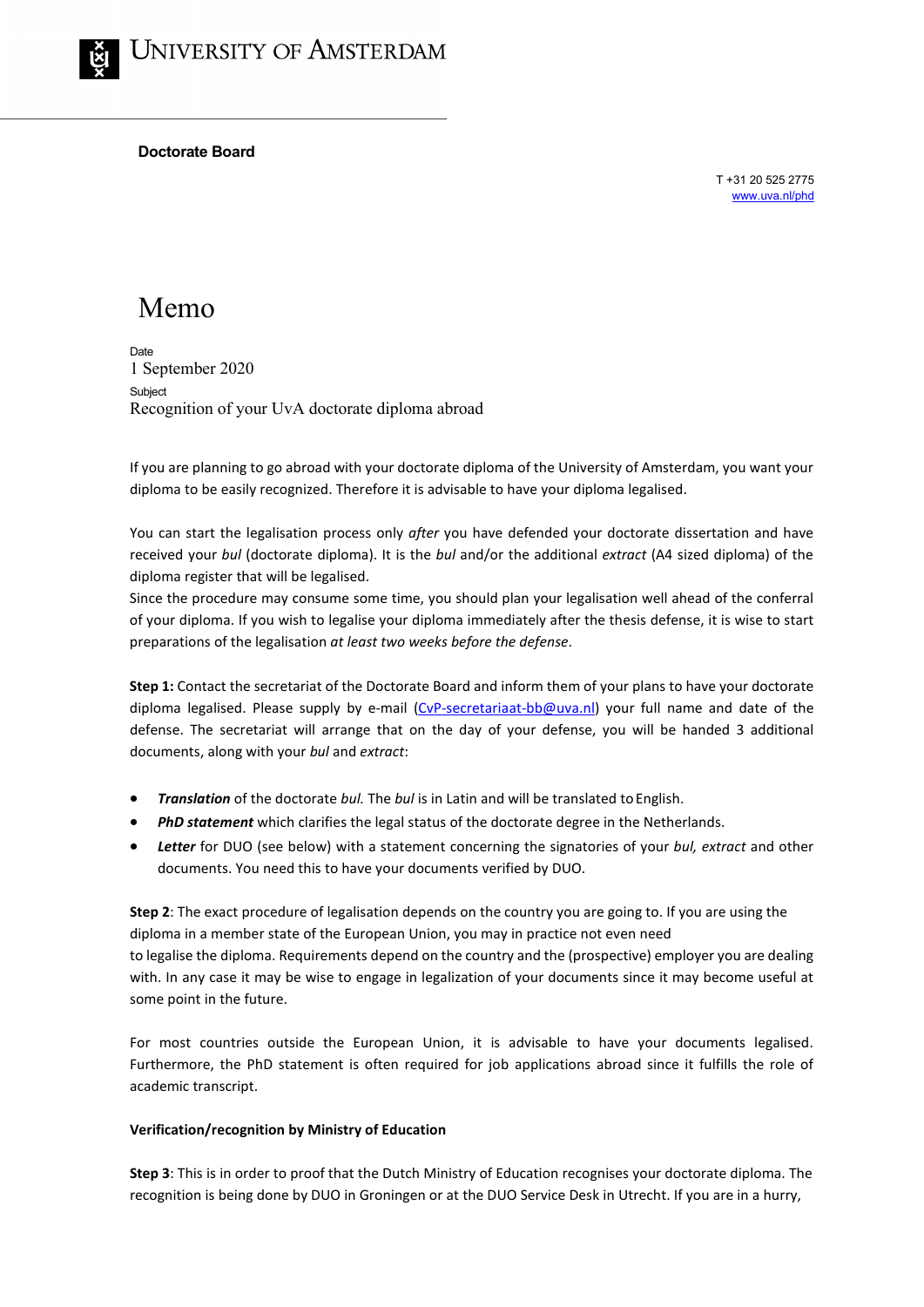# University of Amsterdam

**Doctorate Board**

T +31 20 525 2775
www.uva.nl/phd

# Memo

Date
1 September 2020

Subject
Recognition of your UvA doctorate diploma abroad

If you are planning to go abroad with your doctorate diploma of the University of Amsterdam, you want your diploma to be easily recognized. Therefore it is advisable to have your diploma legalised.

You can start the legalisation process only *after* you have defended your doctorate dissertation and have received your *bul* (doctorate diploma). It is the *bul* and/or the additional *extract* (A4 sized diploma) of the diploma register that will be legalised.
Since the procedure may consume some time, you should plan your legalisation well ahead of the conferral of your diploma. If you wish to legalise your diploma immediately after the thesis defense, it is wise to start preparations of the legalisation *at least two weeks before the defense*.

**Step 1:** Contact the secretariat of the Doctorate Board and inform them of your plans to have your doctorate diploma legalised. Please supply by e-mail (CvP-secretariaat-bb@uva.nl) your full name and date of the defense. The secretariat will arrange that on the day of your defense, you will be handed 3 additional documents, along with your *bul* and *extract*:

- ***Translation*** of the doctorate *bul.* The *bul* is in Latin and will be translated to English.
- ***PhD statement*** which clarifies the legal status of the doctorate degree in the Netherlands.
- ***Letter*** for DUO (see below) with a statement concerning the signatories of your *bul, extract* and other documents. You need this to have your documents verified by DUO.

**Step 2**: The exact procedure of legalisation depends on the country you are going to. If you are using the diploma in a member state of the European Union, you may in practice not even need to legalise the diploma. Requirements depend on the country and the (prospective) employer you are dealing with. In any case it may be wise to engage in legalization of your documents since it may become useful at some point in the future.

For most countries outside the European Union, it is advisable to have your documents legalised. Furthermore, the PhD statement is often required for job applications abroad since it fulfills the role of academic transcript.

**Verification/recognition by Ministry of Education**

**Step 3**: This is in order to proof that the Dutch Ministry of Education recognises your doctorate diploma. The recognition is being done by DUO in Groningen or at the DUO Service Desk in Utrecht. If you are in a hurry,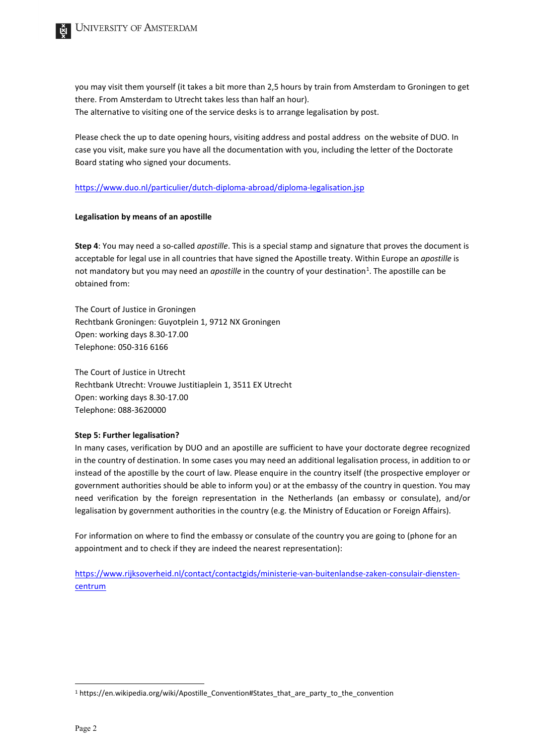you may visit them yourself (it takes a bit more than 2,5 hours by train from Amsterdam to Groningen to get there. From Amsterdam to Utrecht takes less than half an hour).
The alternative to visiting one of the service desks is to arrange legalisation by post.

Please check the up to date opening hours, visiting address and postal address on the website of DUO. In case you visit, make sure you have all the documentation with you, including the letter of the Doctorate Board stating who signed your documents.

https://www.duo.nl/particulier/dutch-diploma-abroad/diploma-legalisation.jsp

**Legalisation by means of an apostille**

**Step 4**: You may need a so-called *apostille*. This is a special stamp and signature that proves the document is acceptable for legal use in all countries that have signed the Apostille treaty. Within Europe an *apostille* is not mandatory but you may need an *apostille* in the country of your destination[1]. The apostille can be obtained from:

The Court of Justice in Groningen
Rechtbank Groningen: Guyotplein 1, 9712 NX Groningen
Open: working days 8.30-17.00
Telephone: 050-316 6166

The Court of Justice in Utrecht
Rechtbank Utrecht: Vrouwe Justitiaplein 1, 3511 EX Utrecht
Open: working days 8.30-17.00
Telephone: 088-3620000

**Step 5: Further legalisation?**
In many cases, verification by DUO and an apostille are sufficient to have your doctorate degree recognized in the country of destination. In some cases you may need an additional legalisation process, in addition to or instead of the apostille by the court of law. Please enquire in the country itself (the prospective employer or government authorities should be able to inform you) or at the embassy of the country in question. You may need verification by the foreign representation in the Netherlands (an embassy or consulate), and/or legalisation by government authorities in the country (e.g. the Ministry of Education or Foreign Affairs).

For information on where to find the embassy or consulate of the country you are going to (phone for an appointment and to check if they are indeed the nearest representation):

https://www.rijksoverheid.nl/contact/contactgids/ministerie-van-buitenlandse-zaken-consulair-diensten-centrum

[1] https://en.wikipedia.org/wiki/Apostille_Convention#States_that_are_party_to_the_convention